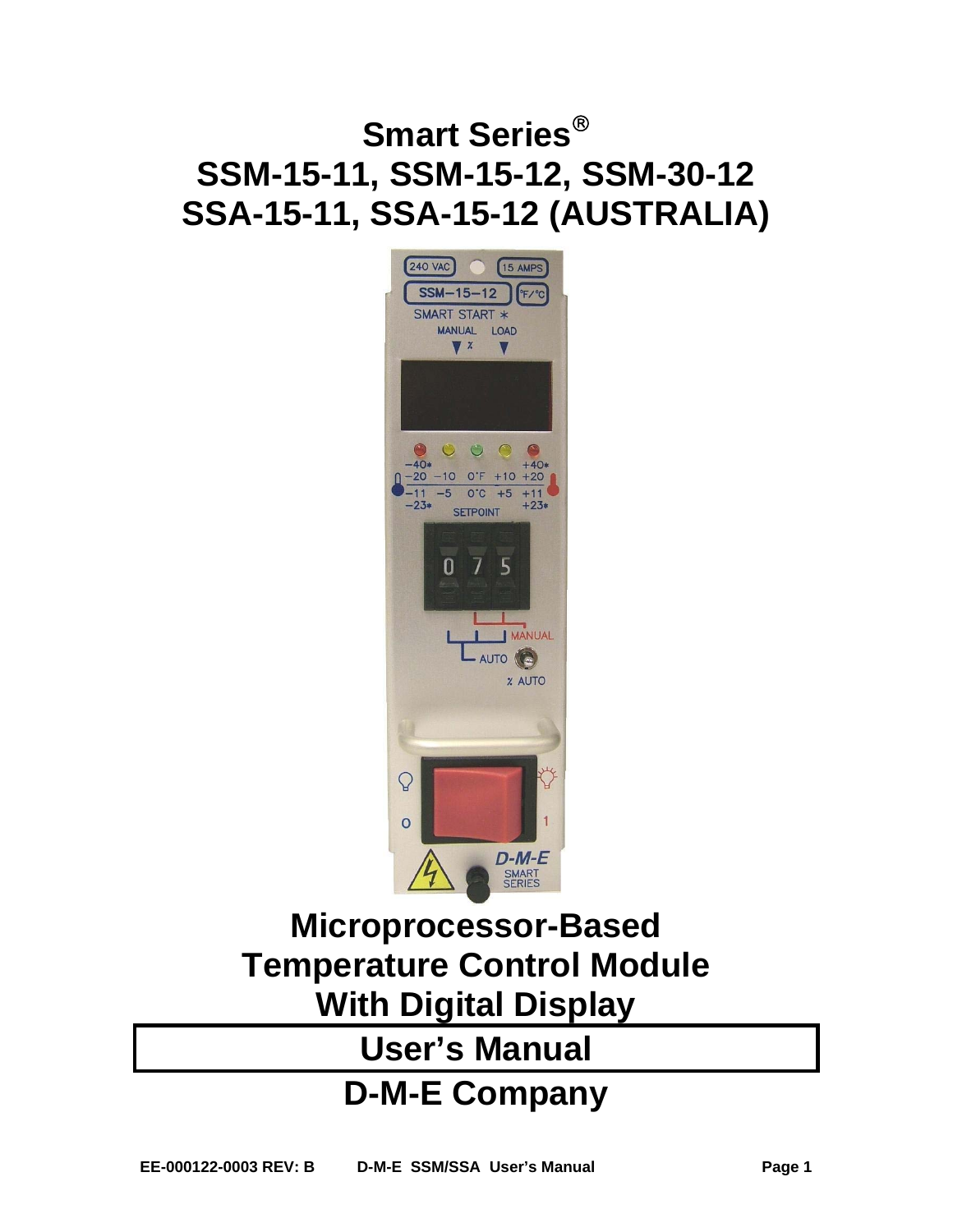# Smart Series®
# SSM-15-11, SSM-15-12, SSM-30-12
# SSA-15-11, SSA-15-12 (AUSTRALIA)

## Microprocessor-Based Temperature Control Module With Digital Display

## User's Manual

## D-M-E Company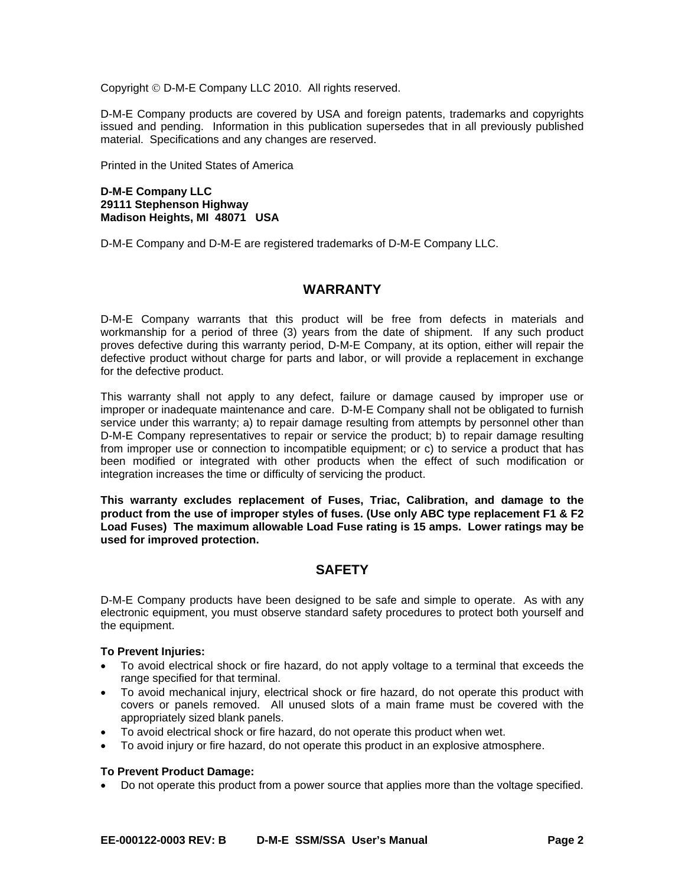Copyright © D-M-E Company LLC 2010. All rights reserved.

D-M-E Company products are covered by USA and foreign patents, trademarks and copyrights issued and pending. Information in this publication supersedes that in all previously published material. Specifications and any changes are reserved.

Printed in the United States of America

**D-M-E Company LLC**
**29111 Stephenson Highway**
**Madison Heights, MI 48071 USA**

D-M-E Company and D-M-E are registered trademarks of D-M-E Company LLC.

## WARRANTY

D-M-E Company warrants that this product will be free from defects in materials and workmanship for a period of three (3) years from the date of shipment. If any such product proves defective during this warranty period, D-M-E Company, at its option, either will repair the defective product without charge for parts and labor, or will provide a replacement in exchange for the defective product.

This warranty shall not apply to any defect, failure or damage caused by improper use or improper or inadequate maintenance and care. D-M-E Company shall not be obligated to furnish service under this warranty; a) to repair damage resulting from attempts by personnel other than D-M-E Company representatives to repair or service the product; b) to repair damage resulting from improper use or connection to incompatible equipment; or c) to service a product that has been modified or integrated with other products when the effect of such modification or integration increases the time or difficulty of servicing the product.

**This warranty excludes replacement of Fuses, Triac, Calibration, and damage to the product from the use of improper styles of fuses. (Use only ABC type replacement F1 & F2 Load Fuses) The maximum allowable Load Fuse rating is 15 amps. Lower ratings may be used for improved protection.**

## SAFETY

D-M-E Company products have been designed to be safe and simple to operate. As with any electronic equipment, you must observe standard safety procedures to protect both yourself and the equipment.

**To Prevent Injuries:**

- To avoid electrical shock or fire hazard, do not apply voltage to a terminal that exceeds the range specified for that terminal.
- To avoid mechanical injury, electrical shock or fire hazard, do not operate this product with covers or panels removed. All unused slots of a main frame must be covered with the appropriately sized blank panels.
- To avoid electrical shock or fire hazard, do not operate this product when wet.
- To avoid injury or fire hazard, do not operate this product in an explosive atmosphere.

**To Prevent Product Damage:**

- Do not operate this product from a power source that applies more than the voltage specified.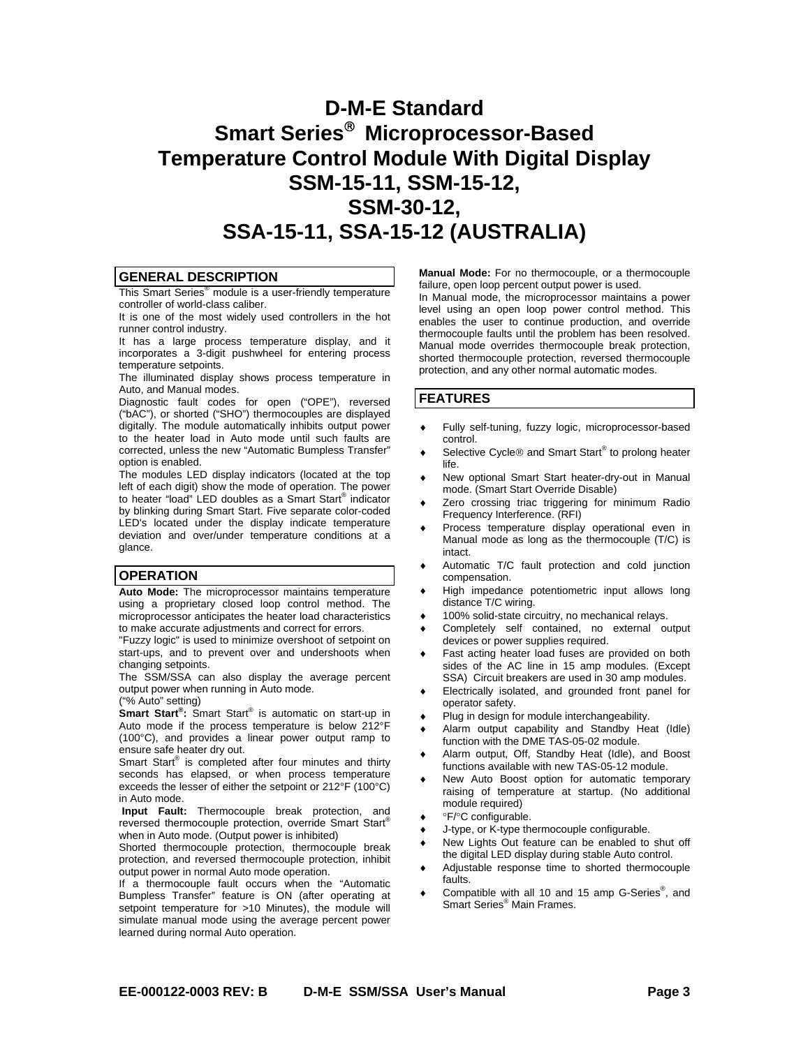# D-M-E Standard
# Smart Series® Microprocessor-Based Temperature Control Module With Digital Display
# SSM-15-11, SSM-15-12, SSM-30-12, SSA-15-11, SSA-15-12 (AUSTRALIA)

## GENERAL DESCRIPTION

This Smart Series® module is a user-friendly temperature controller of world-class caliber.

It is one of the most widely used controllers in the hot runner control industry.

It has a large process temperature display, and it incorporates a 3-digit pushwheel for entering process temperature setpoints.

The illuminated display shows process temperature in Auto, and Manual modes.

Diagnostic fault codes for open ("OPE"), reversed ("bAC"), or shorted ("SHO") thermocouples are displayed digitally. The module automatically inhibits output power to the heater load in Auto mode until such faults are corrected, unless the new "Automatic Bumpless Transfer" option is enabled.

The modules LED display indicators (located at the top left of each digit) show the mode of operation. The power to heater "load" LED doubles as a Smart Start® indicator by blinking during Smart Start. Five separate color-coded LED's located under the display indicate temperature deviation and over/under temperature conditions at a glance.

## OPERATION

**Auto Mode:** The microprocessor maintains temperature using a proprietary closed loop control method. The microprocessor anticipates the heater load characteristics to make accurate adjustments and correct for errors.

"Fuzzy logic" is used to minimize overshoot of setpoint on start-ups, and to prevent over and undershoots when changing setpoints.

The SSM/SSA can also display the average percent output power when running in Auto mode.
("% Auto" setting)

**Smart Start®:** Smart Start® is automatic on start-up in Auto mode if the process temperature is below 212°F (100°C), and provides a linear power output ramp to ensure safe heater dry out.

Smart Start® is completed after four minutes and thirty seconds has elapsed, or when process temperature exceeds the lesser of either the setpoint or 212°F (100°C) in Auto mode.

**Input Fault:** Thermocouple break protection, and reversed thermocouple protection, override Smart Start® when in Auto mode. (Output power is inhibited)

Shorted thermocouple protection, thermocouple break protection, and reversed thermocouple protection, inhibit output power in normal Auto mode operation.

If a thermocouple fault occurs when the "Automatic Bumpless Transfer" feature is ON (after operating at setpoint temperature for >10 Minutes), the module will simulate manual mode using the average percent power learned during normal Auto operation.

**Manual Mode:** For no thermocouple, or a thermocouple failure, open loop percent output power is used.

In Manual mode, the microprocessor maintains a power level using an open loop power control method. This enables the user to continue production, and override thermocouple faults until the problem has been resolved. Manual mode overrides thermocouple break protection, shorted thermocouple protection, reversed thermocouple protection, and any other normal automatic modes.

## FEATURES

- Fully self-tuning, fuzzy logic, microprocessor-based control.
- Selective Cycle® and Smart Start® to prolong heater life.
- New optional Smart Start heater-dry-out in Manual mode. (Smart Start Override Disable)
- Zero crossing triac triggering for minimum Radio Frequency Interference. (RFI)
- Process temperature display operational even in Manual mode as long as the thermocouple (T/C) is intact.
- Automatic T/C fault protection and cold junction compensation.
- High impedance potentiometric input allows long distance T/C wiring.
- 100% solid-state circuitry, no mechanical relays.
- Completely self contained, no external output devices or power supplies required.
- Fast acting heater load fuses are provided on both sides of the AC line in 15 amp modules. (Except SSA) Circuit breakers are used in 30 amp modules.
- Electrically isolated, and grounded front panel for operator safety.
- Plug in design for module interchangeability.
- Alarm output capability and Standby Heat (Idle) function with the DME TAS-05-02 module.
- Alarm output, Off, Standby Heat (Idle), and Boost functions available with new TAS-05-12 module.
- New Auto Boost option for automatic temporary raising of temperature at startup. (No additional module required)
- °F/°C configurable.
- J-type, or K-type thermocouple configurable.
- New Lights Out feature can be enabled to shut off the digital LED display during stable Auto control.
- Adjustable response time to shorted thermocouple faults.
- Compatible with all 10 and 15 amp G-Series®, and Smart Series® Main Frames.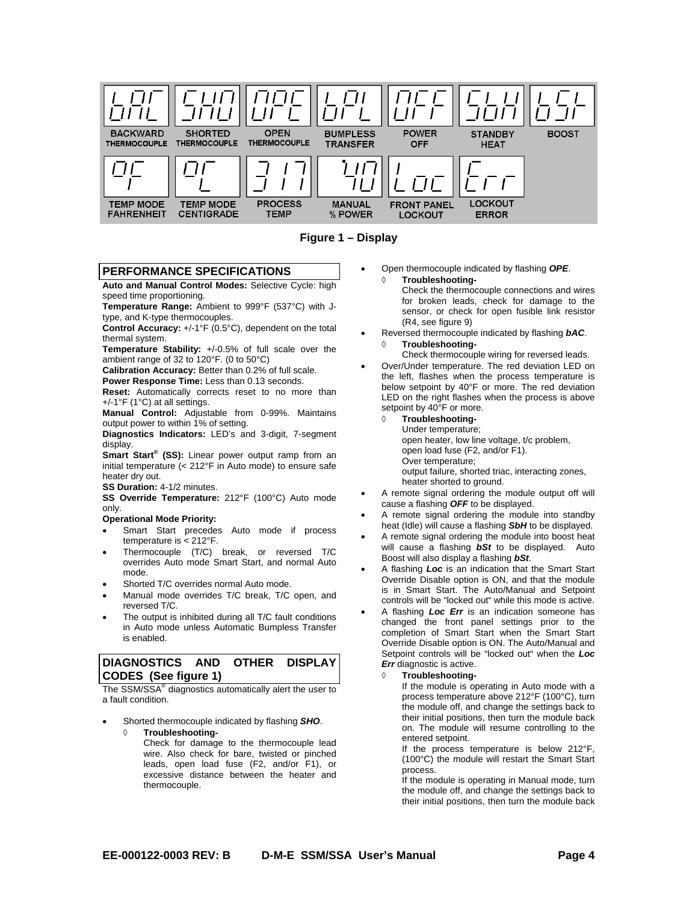| bAC | SHO | OPE | bPL | OFF | SbH | bSt |
|---|---|---|---|---|---|---|
| BACKWARD THERMOCOUPLE | SHORTED THERMOCOUPLE | OPEN THERMOCOUPLE | BUMPLESS TRANSFER | POWER OFF | STANDBY HEAT | BOOST |
| °F | °C | 317 | 40 | Loc | Err | |
| TEMP MODE FAHRENHEIT | TEMP MODE CENTIGRADE | PROCESS TEMP | MANUAL % POWER | FRONT PANEL LOCKOUT | LOCKOUT ERROR | |

**Figure 1 – Display**

## PERFORMANCE SPECIFICATIONS

**Auto and Manual Control Modes:** Selective Cycle: high speed time proportioning.

**Temperature Range:** Ambient to 999°F (537°C) with J-type, and K-type thermocouples.

**Control Accuracy:** +/-1°F (0.5°C), dependent on the total thermal system.

**Temperature Stability:** +/-0.5% of full scale over the ambient range of 32 to 120°F. (0 to 50°C)

**Calibration Accuracy:** Better than 0.2% of full scale.

**Power Response Time:** Less than 0.13 seconds.

**Reset:** Automatically corrects reset to no more than +/-1°F (1°C) at all settings.

**Manual Control:** Adjustable from 0-99%. Maintains output power to within 1% of setting.

**Diagnostics Indicators:** LED's and 3-digit, 7-segment display.

**Smart Start® (SS):** Linear power output ramp from an initial temperature (< 212°F in Auto mode) to ensure safe heater dry out.

**SS Duration:** 4-1/2 minutes.

**SS Override Temperature:** 212°F (100°C) Auto mode only.

**Operational Mode Priority:**

- Smart Start precedes Auto mode if process temperature is < 212°F.
- Thermocouple (T/C) break, or reversed T/C overrides Auto mode Smart Start, and normal Auto mode.
- Shorted T/C overrides normal Auto mode.
- Manual mode overrides T/C break, T/C open, and reversed T/C.
- The output is inhibited during all T/C fault conditions in Auto mode unless Automatic Bumpless Transfer is enabled.

## DIAGNOSTICS AND OTHER DISPLAY CODES (See figure 1)

The SSM/SSA® diagnostics automatically alert the user to a fault condition.

- Shorted thermocouple indicated by flashing ***SHO***.
  - ◊ **Troubleshooting-**
    Check for damage to the thermocouple lead wire. Also check for bare, twisted or pinched leads, open load fuse (F2, and/or F1), or excessive distance between the heater and thermocouple.
- Open thermocouple indicated by flashing ***OPE***.
  - ◊ **Troubleshooting-**
    Check the thermocouple connections and wires for broken leads, check for damage to the sensor, or check for open fusible link resistor (R4, see figure 9)
- Reversed thermocouple indicated by flashing ***bAC***.
  - ◊ **Troubleshooting-**
    Check thermocouple wiring for reversed leads.
- Over/Under temperature. The red deviation LED on the left, flashes when the process temperature is below setpoint by 40°F or more. The red deviation LED on the right flashes when the process is above setpoint by 40°F or more.
  - ◊ **Troubleshooting-**
    Under temperature;
    open heater, low line voltage, t/c problem, open load fuse (F2, and/or F1).
    Over temperature;
    output failure, shorted triac, interacting zones, heater shorted to ground.
- A remote signal ordering the module output off will cause a flashing ***OFF*** to be displayed.
- A remote signal ordering the module into standby heat (Idle) will cause a flashing ***SbH*** to be displayed.
- A remote signal ordering the module into boost heat will cause a flashing ***bSt*** to be displayed. Auto Boost will also display a flashing ***bSt***.
- A flashing ***Loc*** is an indication that the Smart Start Override Disable option is ON, and that the module is in Smart Start. The Auto/Manual and Setpoint controls will be "locked out" while this mode is active.
- A flashing ***Loc Err*** is an indication someone has changed the front panel settings prior to the completion of Smart Start when the Smart Start Override Disable option is ON. The Auto/Manual and Setpoint controls will be "locked out" when the ***Loc Err*** diagnostic is active.
  - ◊ **Troubleshooting-**
    If the module is operating in Auto mode with a process temperature above 212°F (100°C), turn the module off, and change the settings back to their initial positions, then turn the module back on. The module will resume controlling to the entered setpoint.
    If the process temperature is below 212°F, (100°C) the module will restart the Smart Start process.
    If the module is operating in Manual mode, turn the module off, and change the settings back to their initial positions, then turn the module back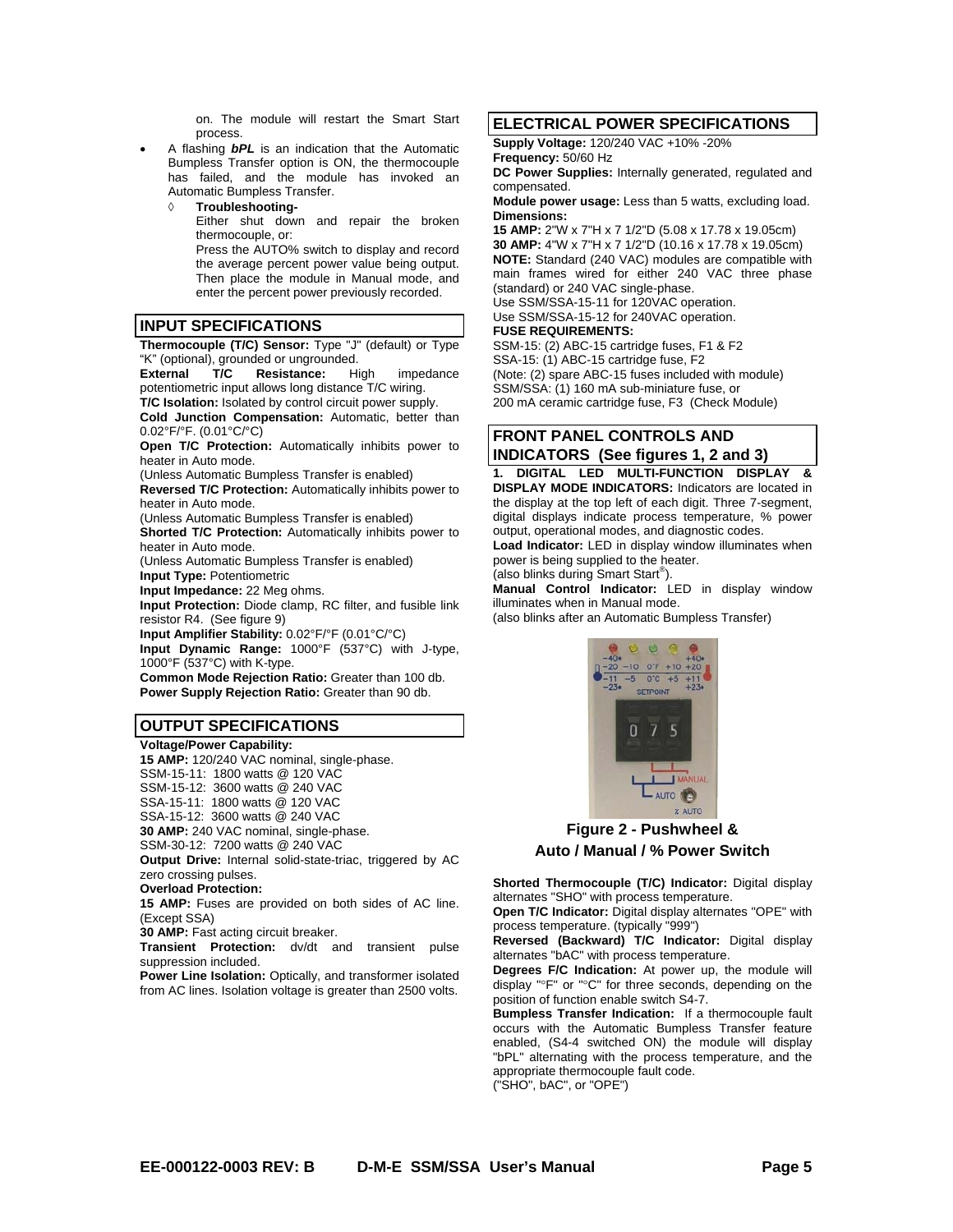on. The module will restart the Smart Start process.

- A flashing ***bPL*** is an indication that the Automatic Bumpless Transfer option is ON, the thermocouple has failed, and the module has invoked an Automatic Bumpless Transfer.
  - ◊ **Troubleshooting-**
    Either shut down and repair the broken thermocouple, or:
    Press the AUTO% switch to display and record the average percent power value being output. Then place the module in Manual mode, and enter the percent power previously recorded.

## INPUT SPECIFICATIONS

**Thermocouple (T/C) Sensor:** Type "J" (default) or Type "K" (optional), grounded or ungrounded.
**External T/C Resistance:** High impedance potentiometric input allows long distance T/C wiring.
**T/C Isolation:** Isolated by control circuit power supply.
**Cold Junction Compensation:** Automatic, better than 0.02°F/°F. (0.01°C/°C)
**Open T/C Protection:** Automatically inhibits power to heater in Auto mode.
(Unless Automatic Bumpless Transfer is enabled)
**Reversed T/C Protection:** Automatically inhibits power to heater in Auto mode.
(Unless Automatic Bumpless Transfer is enabled)
**Shorted T/C Protection:** Automatically inhibits power to heater in Auto mode.
(Unless Automatic Bumpless Transfer is enabled)
**Input Type:** Potentiometric
**Input Impedance:** 22 Meg ohms.
**Input Protection:** Diode clamp, RC filter, and fusible link resistor R4. (See figure 9)
**Input Amplifier Stability:** 0.02°F/°F (0.01°C/°C)
**Input Dynamic Range:** 1000°F (537°C) with J-type, 1000°F (537°C) with K-type.
**Common Mode Rejection Ratio:** Greater than 100 db.
**Power Supply Rejection Ratio:** Greater than 90 db.

## OUTPUT SPECIFICATIONS

**Voltage/Power Capability:**
**15 AMP:** 120/240 VAC nominal, single-phase.
SSM-15-11: 1800 watts @ 120 VAC
SSM-15-12: 3600 watts @ 240 VAC
SSA-15-11: 1800 watts @ 120 VAC
SSA-15-12: 3600 watts @ 240 VAC
**30 AMP:** 240 VAC nominal, single-phase.
SSM-30-12: 7200 watts @ 240 VAC
**Output Drive:** Internal solid-state-triac, triggered by AC zero crossing pulses.
**Overload Protection:**
**15 AMP:** Fuses are provided on both sides of AC line. (Except SSA)
**30 AMP:** Fast acting circuit breaker.
**Transient Protection:** dv/dt and transient pulse suppression included.
**Power Line Isolation:** Optically, and transformer isolated from AC lines. Isolation voltage is greater than 2500 volts.

## ELECTRICAL POWER SPECIFICATIONS

**Supply Voltage:** 120/240 VAC +10% -20%
**Frequency:** 50/60 Hz
**DC Power Supplies:** Internally generated, regulated and compensated.
**Module power usage:** Less than 5 watts, excluding load.
**Dimensions:**
**15 AMP:** 2"W x 7"H x 7 1/2"D (5.08 x 17.78 x 19.05cm)
**30 AMP:** 4"W x 7"H x 7 1/2"D (10.16 x 17.78 x 19.05cm)
**NOTE:** Standard (240 VAC) modules are compatible with main frames wired for either 240 VAC three phase (standard) or 240 VAC single-phase.
Use SSM/SSA-15-11 for 120VAC operation.
Use SSM/SSA-15-12 for 240VAC operation.
**FUSE REQUIREMENTS:**
SSM-15: (2) ABC-15 cartridge fuses, F1 & F2
SSA-15: (1) ABC-15 cartridge fuse, F2
(Note: (2) spare ABC-15 fuses included with module)
SSM/SSA: (1) 160 mA sub-miniature fuse, or
200 mA ceramic cartridge fuse, F3 (Check Module)

## FRONT PANEL CONTROLS AND INDICATORS (See figures 1, 2 and 3)

**1. DIGITAL LED MULTI-FUNCTION DISPLAY & DISPLAY MODE INDICATORS:** Indicators are located in the display at the top left of each digit. Three 7-segment, digital displays indicate process temperature, % power output, operational modes, and diagnostic codes.
**Load Indicator:** LED in display window illuminates when power is being supplied to the heater.
(also blinks during Smart Start®).
**Manual Control Indicator:** LED in display window illuminates when in Manual mode.
(also blinks after an Automatic Bumpless Transfer)

**Figure 2 - Pushwheel & Auto / Manual / % Power Switch**

**Shorted Thermocouple (T/C) Indicator:** Digital display alternates "SHO" with process temperature.
**Open T/C Indicator:** Digital display alternates "OPE" with process temperature. (typically "999")
**Reversed (Backward) T/C Indicator:** Digital display alternates "bAC" with process temperature.
**Degrees F/C Indication:** At power up, the module will display "°F" or "°C" for three seconds, depending on the position of function enable switch S4-7.
**Bumpless Transfer Indication:** If a thermocouple fault occurs with the Automatic Bumpless Transfer feature enabled, (S4-4 switched ON) the module will display "bPL" alternating with the process temperature, and the appropriate thermocouple fault code.
("SHO", bAC", or "OPE")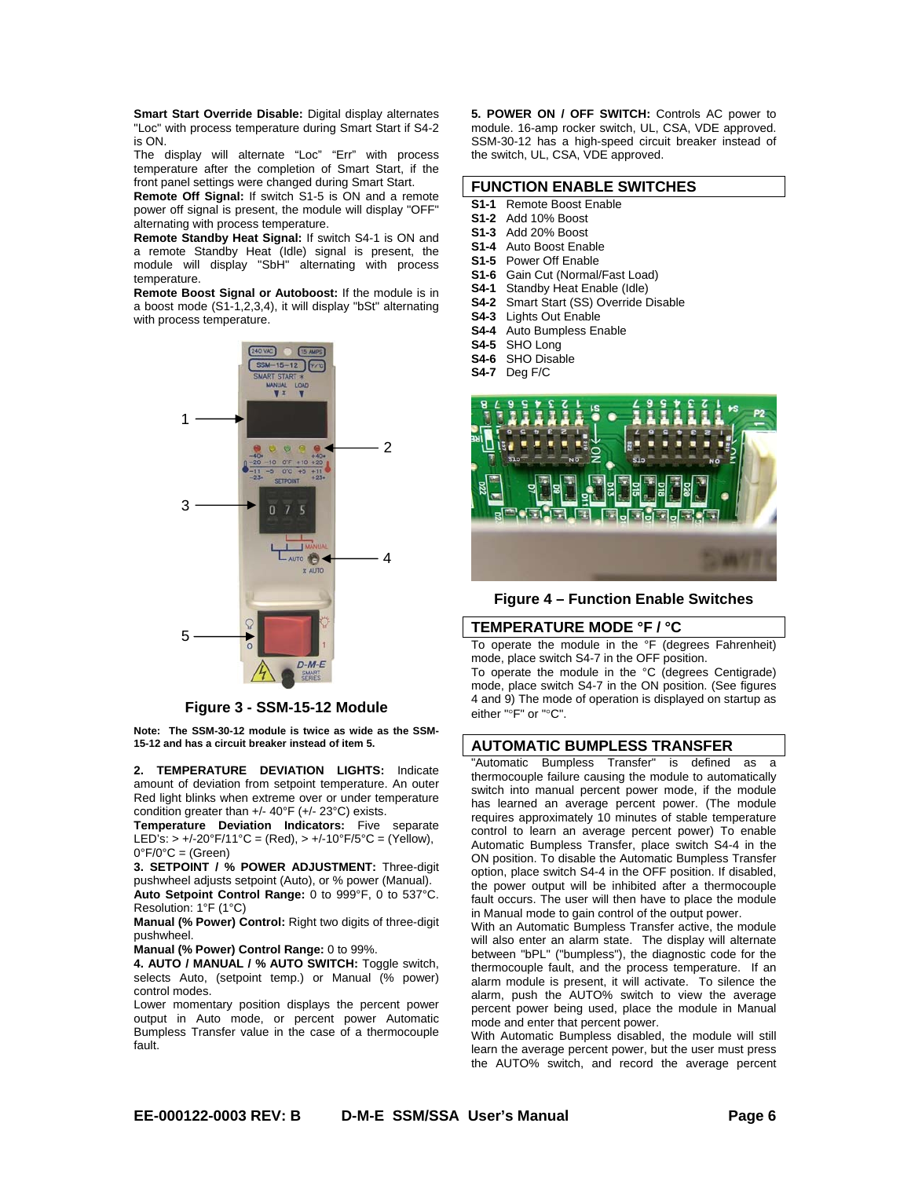**Smart Start Override Disable:** Digital display alternates "Loc" with process temperature during Smart Start if S4-2 is ON.

The display will alternate "Loc" "Err" with process temperature after the completion of Smart Start, if the front panel settings were changed during Smart Start.

**Remote Off Signal:** If switch S1-5 is ON and a remote power off signal is present, the module will display "OFF" alternating with process temperature.

**Remote Standby Heat Signal:** If switch S4-1 is ON and a remote Standby Heat (Idle) signal is present, the module will display "SbH" alternating with process temperature.

**Remote Boost Signal or Autoboost:** If the module is in a boost mode (S1-1,2,3,4), it will display "bSt" alternating with process temperature.

**Figure 3 - SSM-15-12 Module**

**Note: The SSM-30-12 module is twice as wide as the SSM-15-12 and has a circuit breaker instead of item 5.**

**2. TEMPERATURE DEVIATION LIGHTS:** Indicate amount of deviation from setpoint temperature. An outer Red light blinks when extreme over or under temperature condition greater than +/- 40°F (+/- 23°C) exists.

**Temperature Deviation Indicators:** Five separate LED's: > +/-20°F/11°C = (Red), > +/-10°F/5°C = (Yellow), 0°F/0°C = (Green)

**3. SETPOINT / % POWER ADJUSTMENT:** Three-digit pushwheel adjusts setpoint (Auto), or % power (Manual).

**Auto Setpoint Control Range:** 0 to 999°F, 0 to 537°C. Resolution: 1°F (1°C)

**Manual (% Power) Control:** Right two digits of three-digit pushwheel.

**Manual (% Power) Control Range:** 0 to 99%.

**4. AUTO / MANUAL / % AUTO SWITCH:** Toggle switch, selects Auto, (setpoint temp.) or Manual (% power) control modes.

Lower momentary position displays the percent power output in Auto mode, or percent power Automatic Bumpless Transfer value in the case of a thermocouple fault.

**5. POWER ON / OFF SWITCH:** Controls AC power to module. 16-amp rocker switch, UL, CSA, VDE approved. SSM-30-12 has a high-speed circuit breaker instead of the switch, UL, CSA, VDE approved.

## FUNCTION ENABLE SWITCHES

**S1-1** Remote Boost Enable
**S1-2** Add 10% Boost
**S1-3** Add 20% Boost
**S1-4** Auto Boost Enable
**S1-5** Power Off Enable
**S1-6** Gain Cut (Normal/Fast Load)
**S4-1** Standby Heat Enable (Idle)
**S4-2** Smart Start (SS) Override Disable
**S4-3** Lights Out Enable
**S4-4** Auto Bumpless Enable
**S4-5** SHO Long
**S4-6** SHO Disable
**S4-7** Deg F/C

**Figure 4 – Function Enable Switches**

## TEMPERATURE MODE °F / °C

To operate the module in the °F (degrees Fahrenheit) mode, place switch S4-7 in the OFF position.

To operate the module in the °C (degrees Centigrade) mode, place switch S4-7 in the ON position. (See figures 4 and 9) The mode of operation is displayed on startup as either "°F" or "°C".

## AUTOMATIC BUMPLESS TRANSFER

"Automatic Bumpless Transfer" is defined as a thermocouple failure causing the module to automatically switch into manual percent power mode, if the module has learned an average percent power. (The module requires approximately 10 minutes of stable temperature control to learn an average percent power) To enable Automatic Bumpless Transfer, place switch S4-4 in the ON position. To disable the Automatic Bumpless Transfer option, place switch S4-4 in the OFF position. If disabled, the power output will be inhibited after a thermocouple fault occurs. The user will then have to place the module in Manual mode to gain control of the output power.

With an Automatic Bumpless Transfer active, the module will also enter an alarm state. The display will alternate between "bPL" ("bumpless"), the diagnostic code for the thermocouple fault, and the process temperature. If an alarm module is present, it will activate. To silence the alarm, push the AUTO% switch to view the average percent power being used, place the module in Manual mode and enter that percent power.

With Automatic Bumpless disabled, the module will still learn the average percent power, but the user must press the AUTO% switch, and record the average percent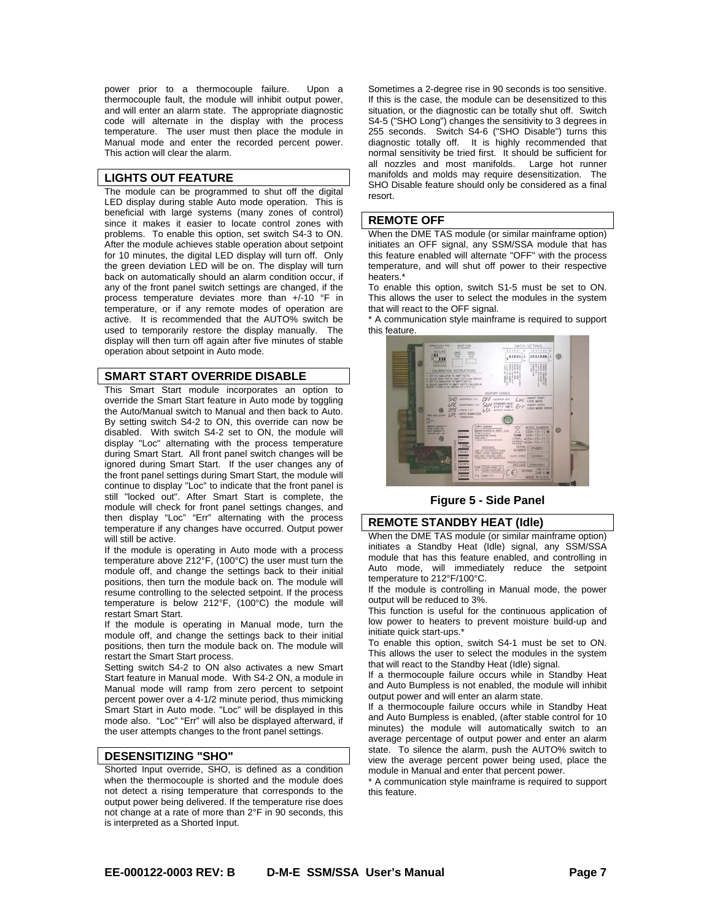power prior to a thermocouple failure. Upon a thermocouple fault, the module will inhibit output power, and will enter an alarm state. The appropriate diagnostic code will alternate in the display with the process temperature. The user must then place the module in Manual mode and enter the recorded percent power. This action will clear the alarm.

## LIGHTS OUT FEATURE

The module can be programmed to shut off the digital LED display during stable Auto mode operation. This is beneficial with large systems (many zones of control) since it makes it easier to locate control zones with problems. To enable this option, set switch S4-3 to ON. After the module achieves stable operation about setpoint for 10 minutes, the digital LED display will turn off. Only the green deviation LED will be on. The display will turn back on automatically should an alarm condition occur, if any of the front panel switch settings are changed, if the process temperature deviates more than +/-10 °F in temperature, or if any remote modes of operation are active. It is recommended that the AUTO% switch be used to temporarily restore the display manually. The display will then turn off again after five minutes of stable operation about setpoint in Auto mode.

## SMART START OVERRIDE DISABLE

This Smart Start module incorporates an option to override the Smart Start feature in Auto mode by toggling the Auto/Manual switch to Manual and then back to Auto. By setting switch S4-2 to ON, this override can now be disabled. With switch S4-2 set to ON, the module will display "Loc" alternating with the process temperature during Smart Start. All front panel switch changes will be ignored during Smart Start. If the user changes any of the front panel settings during Smart Start, the module will continue to display "Loc" to indicate that the front panel is still "locked out". After Smart Start is complete, the module will check for front panel settings changes, and then display "Loc" "Err" alternating with the process temperature if any changes have occurred. Output power will still be active.

If the module is operating in Auto mode with a process temperature above 212°F, (100°C) the user must turn the module off, and change the settings back to their initial positions, then turn the module back on. The module will resume controlling to the selected setpoint. If the process temperature is below 212°F, (100°C) the module will restart Smart Start.

If the module is operating in Manual mode, turn the module off, and change the settings back to their initial positions, then turn the module back on. The module will restart the Smart Start process.

Setting switch S4-2 to ON also activates a new Smart Start feature in Manual mode. With S4-2 ON, a module in Manual mode will ramp from zero percent to setpoint percent power over a 4-1/2 minute period, thus mimicking Smart Start in Auto mode. "Loc" will be displayed in this mode also. "Loc" "Err" will also be displayed afterward, if the user attempts changes to the front panel settings.

## DESENSITIZING "SHO"

Shorted Input override, SHO, is defined as a condition when the thermocouple is shorted and the module does not detect a rising temperature that corresponds to the output power being delivered. If the temperature rise does not change at a rate of more than 2°F in 90 seconds, this is interpreted as a Shorted Input.

Sometimes a 2-degree rise in 90 seconds is too sensitive. If this is the case, the module can be desensitized to this situation, or the diagnostic can be totally shut off. Switch S4-5 ("SHO Long") changes the sensitivity to 3 degrees in 255 seconds. Switch S4-6 ("SHO Disable") turns this diagnostic totally off. It is highly recommended that normal sensitivity be tried first. It should be sufficient for all nozzles and most manifolds. Large hot runner manifolds and molds may require desensitization. The SHO Disable feature should only be considered as a final resort.

## REMOTE OFF

When the DME TAS module (or similar mainframe option) initiates an OFF signal, any SSM/SSA module that has this feature enabled will alternate "OFF" with the process temperature, and will shut off power to their respective heaters.*

To enable this option, switch S1-5 must be set to ON. This allows the user to select the modules in the system that will react to the OFF signal.

\* A communication style mainframe is required to support this feature.

**Figure 5 - Side Panel**

## REMOTE STANDBY HEAT (Idle)

When the DME TAS module (or similar mainframe option) initiates a Standby Heat (Idle) signal, any SSM/SSA module that has this feature enabled, and controlling in Auto mode, will immediately reduce the setpoint temperature to 212°F/100°C.

If the module is controlling in Manual mode, the power output will be reduced to 3%.

This function is useful for the continuous application of low power to heaters to prevent moisture build-up and initiate quick start-ups.*

To enable this option, switch S4-1 must be set to ON. This allows the user to select the modules in the system that will react to the Standby Heat (Idle) signal.

If a thermocouple failure occurs while in Standby Heat and Auto Bumpless is not enabled, the module will inhibit output power and will enter an alarm state.

If a thermocouple failure occurs while in Standby Heat and Auto Bumpless is enabled, (after stable control for 10 minutes) the module will automatically switch to an average percentage of output power and enter an alarm state. To silence the alarm, push the AUTO% switch to view the average percent power being used, place the module in Manual and enter that percent power.

\* A communication style mainframe is required to support this feature.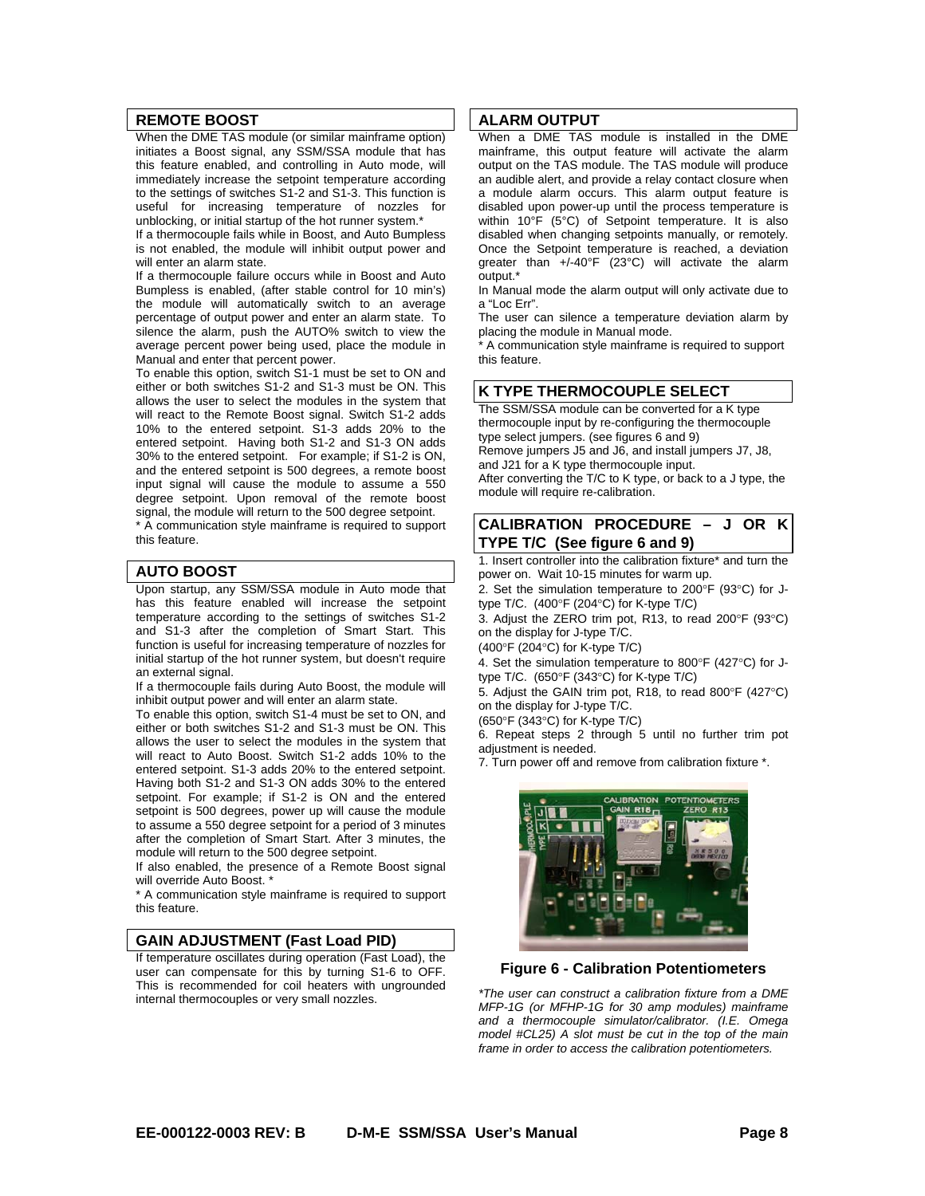## REMOTE BOOST

When the DME TAS module (or similar mainframe option) initiates a Boost signal, any SSM/SSA module that has this feature enabled, and controlling in Auto mode, will immediately increase the setpoint temperature according to the settings of switches S1-2 and S1-3. This function is useful for increasing temperature of nozzles for unblocking, or initial startup of the hot runner system.*

If a thermocouple fails while in Boost, and Auto Bumpless is not enabled, the module will inhibit output power and will enter an alarm state.

If a thermocouple failure occurs while in Boost and Auto Bumpless is enabled, (after stable control for 10 min's) the module will automatically switch to an average percentage of output power and enter an alarm state. To silence the alarm, push the AUTO% switch to view the average percent power being used, place the module in Manual and enter that percent power.

To enable this option, switch S1-1 must be set to ON and either or both switches S1-2 and S1-3 must be ON. This allows the user to select the modules in the system that will react to the Remote Boost signal. Switch S1-2 adds 10% to the entered setpoint. S1-3 adds 20% to the entered setpoint. Having both S1-2 and S1-3 ON adds 30% to the entered setpoint. For example; if S1-2 is ON, and the entered setpoint is 500 degrees, a remote boost input signal will cause the module to assume a 550 degree setpoint. Upon removal of the remote boost signal, the module will return to the 500 degree setpoint.

* A communication style mainframe is required to support this feature.

## AUTO BOOST

Upon startup, any SSM/SSA module in Auto mode that has this feature enabled will increase the setpoint temperature according to the settings of switches S1-2 and S1-3 after the completion of Smart Start. This function is useful for increasing temperature of nozzles for initial startup of the hot runner system, but doesn't require an external signal.

If a thermocouple fails during Auto Boost, the module will inhibit output power and will enter an alarm state.

To enable this option, switch S1-4 must be set to ON, and either or both switches S1-2 and S1-3 must be ON. This allows the user to select the modules in the system that will react to Auto Boost. Switch S1-2 adds 10% to the entered setpoint. S1-3 adds 20% to the entered setpoint. Having both S1-2 and S1-3 ON adds 30% to the entered setpoint. For example; if S1-2 is ON and the entered setpoint is 500 degrees, power up will cause the module to assume a 550 degree setpoint for a period of 3 minutes after the completion of Smart Start. After 3 minutes, the module will return to the 500 degree setpoint.

If also enabled, the presence of a Remote Boost signal will override Auto Boost. *

* A communication style mainframe is required to support this feature.

## GAIN ADJUSTMENT (Fast Load PID)

If temperature oscillates during operation (Fast Load), the user can compensate for this by turning S1-6 to OFF. This is recommended for coil heaters with ungrounded internal thermocouples or very small nozzles.

## ALARM OUTPUT

When a DME TAS module is installed in the DME mainframe, this output feature will activate the alarm output on the TAS module. The TAS module will produce an audible alert, and provide a relay contact closure when a module alarm occurs. This alarm output feature is disabled upon power-up until the process temperature is within 10°F (5°C) of Setpoint temperature. It is also disabled when changing setpoints manually, or remotely. Once the Setpoint temperature is reached, a deviation greater than +/-40°F (23°C) will activate the alarm output.*

In Manual mode the alarm output will only activate due to a "Loc Err".

The user can silence a temperature deviation alarm by placing the module in Manual mode.

* A communication style mainframe is required to support this feature.

## K TYPE THERMOCOUPLE SELECT

The SSM/SSA module can be converted for a K type thermocouple input by re-configuring the thermocouple type select jumpers. (see figures 6 and 9)

Remove jumpers J5 and J6, and install jumpers J7, J8, and J21 for a K type thermocouple input.

After converting the T/C to K type, or back to a J type, the module will require re-calibration.

## CALIBRATION PROCEDURE – J OR K TYPE T/C (See figure 6 and 9)

1. Insert controller into the calibration fixture* and turn the power on. Wait 10-15 minutes for warm up.
2. Set the simulation temperature to 200°F (93°C) for J-type T/C. (400°F (204°C) for K-type T/C)
3. Adjust the ZERO trim pot, R13, to read 200°F (93°C) on the display for J-type T/C. (400°F (204°C) for K-type T/C)
4. Set the simulation temperature to 800°F (427°C) for J-type T/C. (650°F (343°C) for K-type T/C)
5. Adjust the GAIN trim pot, R18, to read 800°F (427°C) on the display for J-type T/C. (650°F (343°C) for K-type T/C)
6. Repeat steps 2 through 5 until no further trim pot adjustment is needed.
7. Turn power off and remove from calibration fixture *.

**Figure 6 - Calibration Potentiometers**

*\*The user can construct a calibration fixture from a DME MFP-1G (or MFHP-1G for 30 amp modules) mainframe and a thermocouple simulator/calibrator. (I.E. Omega model #CL25) A slot must be cut in the top of the main frame in order to access the calibration potentiometers.*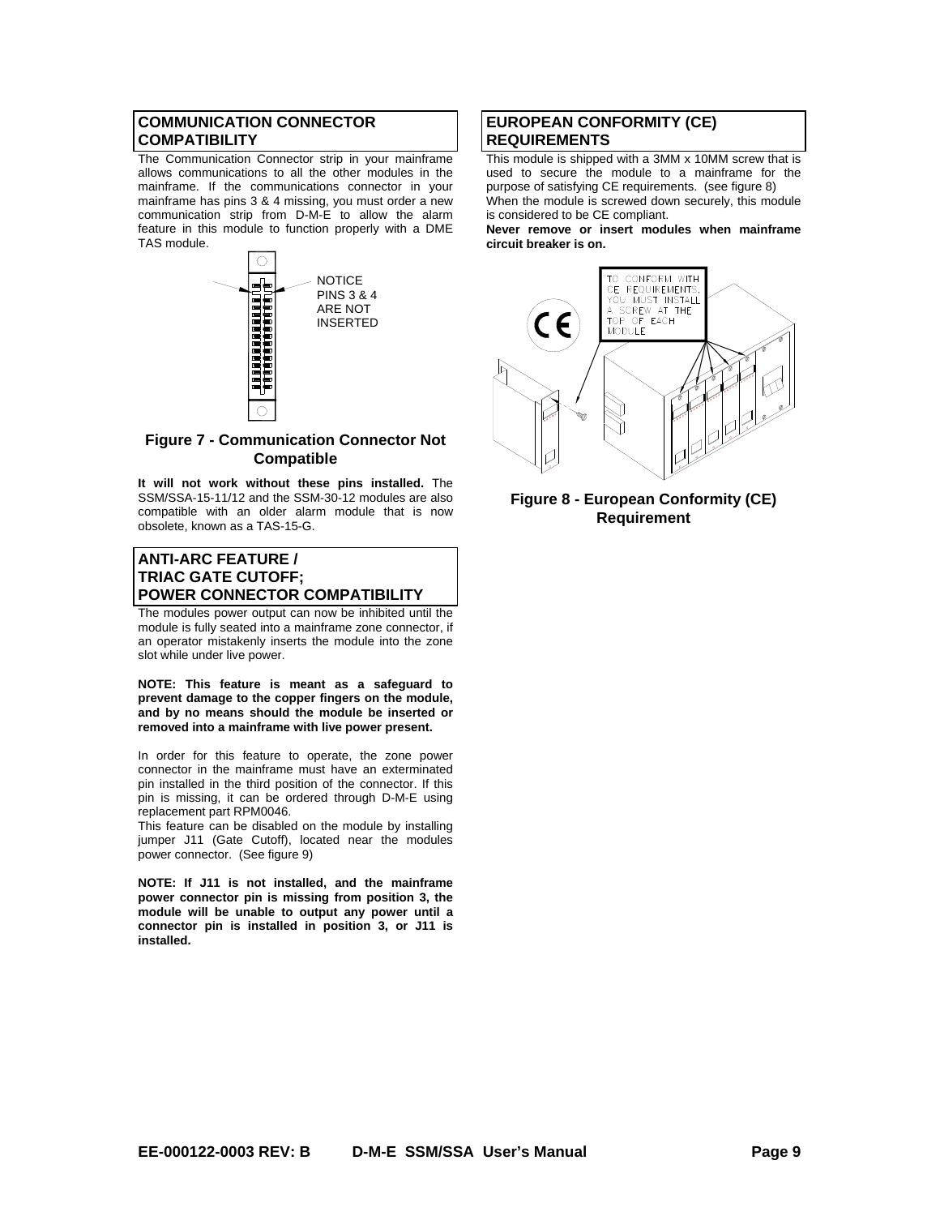## COMMUNICATION CONNECTOR COMPATIBILITY

The Communication Connector strip in your mainframe allows communications to all the other modules in the mainframe. If the communications connector in your mainframe has pins 3 & 4 missing, you must order a new communication strip from D-M-E to allow the alarm feature in this module to function properly with a DME TAS module.

NOTICE PINS 3 & 4 ARE NOT INSERTED

**Figure 7 - Communication Connector Not Compatible**

**It will not work without these pins installed.** The SSM/SSA-15-11/12 and the SSM-30-12 modules are also compatible with an older alarm module that is now obsolete, known as a TAS-15-G.

## ANTI-ARC FEATURE / TRIAC GATE CUTOFF; POWER CONNECTOR COMPATIBILITY

The modules power output can now be inhibited until the module is fully seated into a mainframe zone connector, if an operator mistakenly inserts the module into the zone slot while under live power.

**NOTE: This feature is meant as a safeguard to prevent damage to the copper fingers on the module, and by no means should the module be inserted or removed into a mainframe with live power present.**

In order for this feature to operate, the zone power connector in the mainframe must have an exterminated pin installed in the third position of the connector. If this pin is missing, it can be ordered through D-M-E using replacement part RPM0046.

This feature can be disabled on the module by installing jumper J11 (Gate Cutoff), located near the modules power connector. (See figure 9)

**NOTE: If J11 is not installed, and the mainframe power connector pin is missing from position 3, the module will be unable to output any power until a connector pin is installed in position 3, or J11 is installed.**

## EUROPEAN CONFORMITY (CE) REQUIREMENTS

This module is shipped with a 3MM x 10MM screw that is used to secure the module to a mainframe for the purpose of satisfying CE requirements. (see figure 8)

When the module is screwed down securely, this module is considered to be CE compliant.

**Never remove or insert modules when mainframe circuit breaker is on.**

TO CONFORM WITH CE REQUIREMENTS, YOU MUST INSTALL A SCREW AT THE TOP OF EACH MODULE

**Figure 8 - European Conformity (CE) Requirement**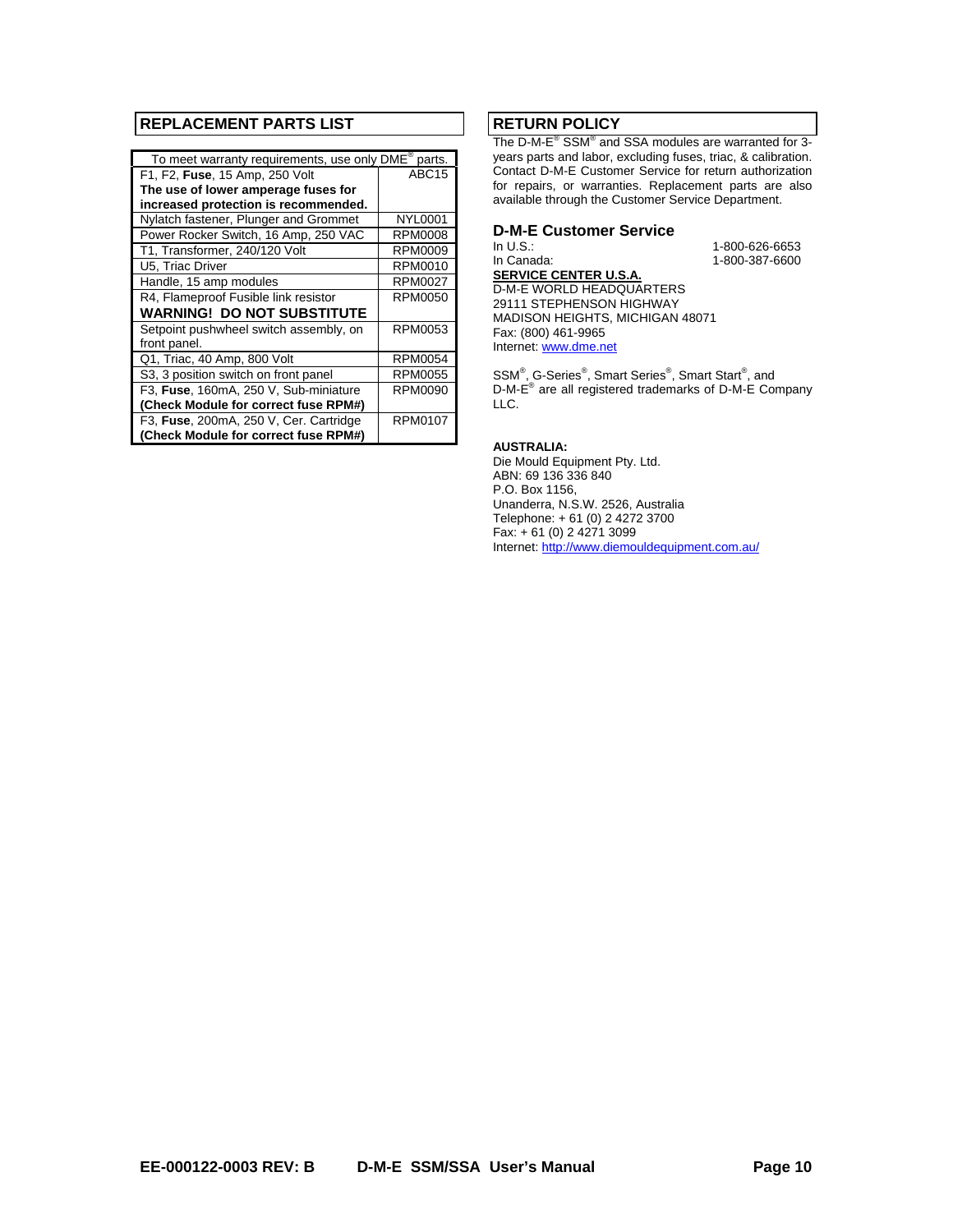## REPLACEMENT PARTS LIST

| To meet warranty requirements, use only DME® parts. | |
|---|---|
| F1, F2, **Fuse**, 15 Amp, 250 Volt **The use of lower amperage fuses for increased protection is recommended.** | ABC15 |
| Nylatch fastener, Plunger and Grommet | NYL0001 |
| Power Rocker Switch, 16 Amp, 250 VAC | RPM0008 |
| T1, Transformer, 240/120 Volt | RPM0009 |
| U5, Triac Driver | RPM0010 |
| Handle, 15 amp modules | RPM0027 |
| R4, Flameproof Fusible link resistor **WARNING! DO NOT SUBSTITUTE** | RPM0050 |
| Setpoint pushwheel switch assembly, on front panel. | RPM0053 |
| Q1, Triac, 40 Amp, 800 Volt | RPM0054 |
| S3, 3 position switch on front panel | RPM0055 |
| F3, **Fuse**, 160mA, 250 V, Sub-miniature **(Check Module for correct fuse RPM#)** | RPM0090 |
| F3, **Fuse**, 200mA, 250 V, Cer. Cartridge **(Check Module for correct fuse RPM#)** | RPM0107 |

## RETURN POLICY

The D-M-E® SSM® and SSA modules are warranted for 3-years parts and labor, excluding fuses, triac, & calibration. Contact D-M-E Customer Service for return authorization for repairs, or warranties. Replacement parts are also available through the Customer Service Department.

### D-M-E Customer Service

In U.S.: 1-800-626-6653
In Canada: 1-800-387-6600

**SERVICE CENTER U.S.A.**
D-M-E WORLD HEADQUARTERS
29111 STEPHENSON HIGHWAY
MADISON HEIGHTS, MICHIGAN 48071
Fax: (800) 461-9965
Internet: www.dme.net

SSM®, G-Series®, Smart Series®, Smart Start®, and D-M-E® are all registered trademarks of D-M-E Company LLC.

**AUSTRALIA:**
Die Mould Equipment Pty. Ltd.
ABN: 69 136 336 840
P.O. Box 1156,
Unanderra, N.S.W. 2526, Australia
Telephone: + 61 (0) 2 4272 3700
Fax: + 61 (0) 2 4271 3099
Internet: http://www.diemouldequipment.com.au/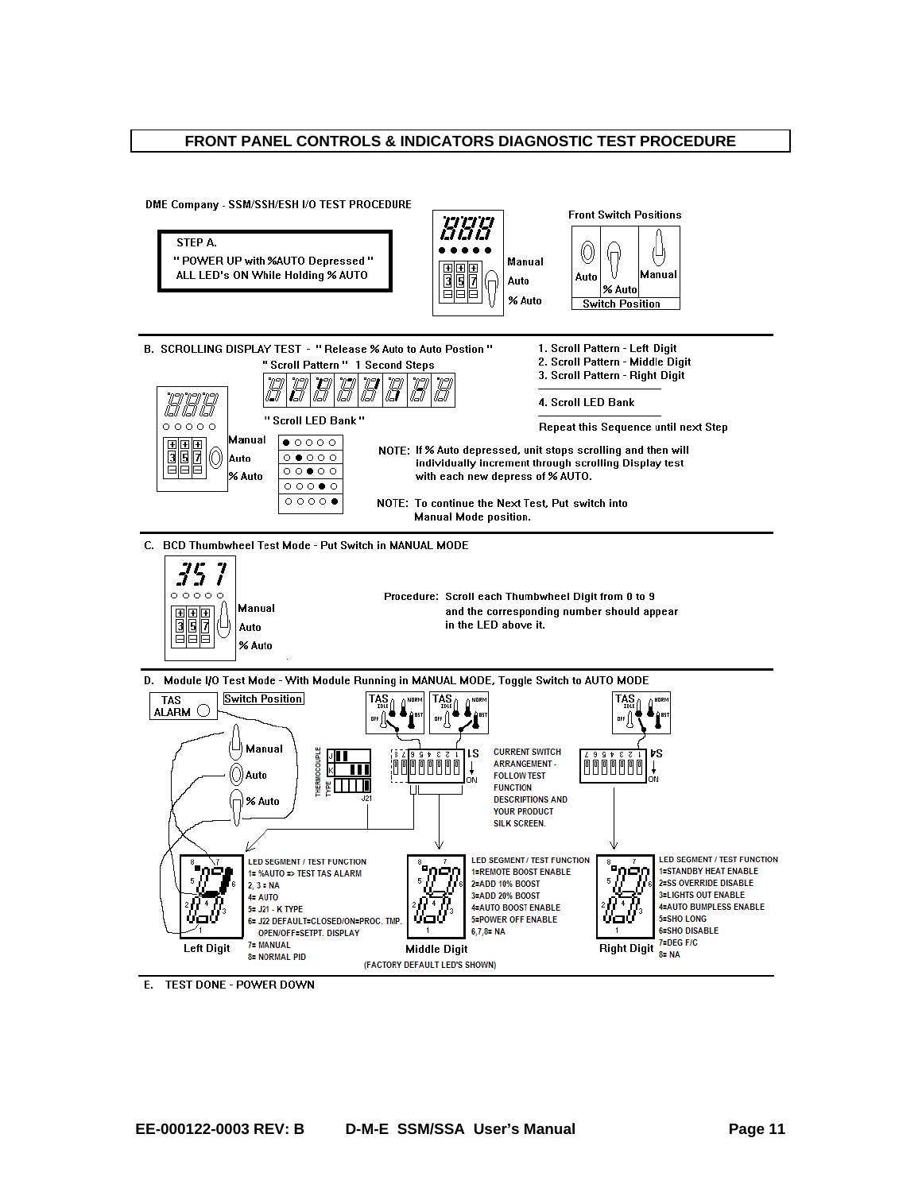# FRONT PANEL CONTROLS & INDICATORS DIAGNOSTIC TEST PROCEDURE

DME Company - SSM/SSH/ESH I/O TEST PROCEDURE

**STEP A.**
" POWER UP with %AUTO Depressed "
ALL LED's ON While Holding % AUTO

Manual
Auto
% Auto

Front Switch Positions

Auto | % Auto | Manual
Switch Position

---

B. SCROLLING DISPLAY TEST - " Release % Auto to Auto Postion "

" Scroll Pattern " 1 Second Steps

" Scroll LED Bank "

Manual
Auto
% Auto

1. Scroll Pattern - Left Digit
2. Scroll Pattern - Middle Digit
3. Scroll Pattern - Right Digit
4. Scroll LED Bank

Repeat this Sequence until next Step

NOTE: If % Auto depressed, unit stops scrolling and then will individually increment through scrolling Display test with each new depress of % AUTO.

NOTE: To continue the Next Test, Put switch into Manual Mode position.

---

C. BCD Thumbwheel Test Mode - Put Switch in MANUAL MODE

357

Manual
Auto
% Auto

Procedure: Scroll each Thumbwheel Digit from 0 to 9 and the corresponding number should appear in the LED above it.

---

D. Module I/O Test Mode - With Module Running in MANUAL MODE, Toggle Switch to AUTO MODE

TAS ALARM

Switch Position

Manual
Auto
% Auto

THERMOCOUPLE TYPE: J, K

J21

TAS: IDLE, NORM, OFF, BST

S1 ON

S4 ON

CURRENT SWITCH ARRANGEMENT - FOLLOW TEST FUNCTION DESCRIPTIONS AND YOUR PRODUCT SILK SCREEN.

**Left Digit**

LED SEGMENT / TEST FUNCTION
1= %AUTO => TEST TAS ALARM
2, 3 = NA
4= AUTO
5= J21 - K TYPE
6= J22 DEFAULT=CLOSED/ON=PROC. TMP. OPEN/OFF=SETPT. DISPLAY
7= MANUAL
8= NORMAL PID

**Middle Digit**

LED SEGMENT / TEST FUNCTION
1=REMOTE BOOST ENABLE
2=ADD 10% BOOST
3=ADD 20% BOOST
4=AUTO BOOST ENABLE
5=POWER OFF ENABLE
6,7,8= NA

**Right Digit**

LED SEGMENT / TEST FUNCTION
1=STANDBY HEAT ENABLE
2=SS OVERRIDE DISABLE
3=LIGHTS OUT ENABLE
4=AUTO BUMPLESS ENABLE
5=SHO LONG
6=SHO DISABLE
7=DEG F/C
8= NA

(FACTORY DEFAULT LED'S SHOWN)

---

E. TEST DONE - POWER DOWN

EE-000122-0003 REV: B D-M-E SSM/SSA User's Manual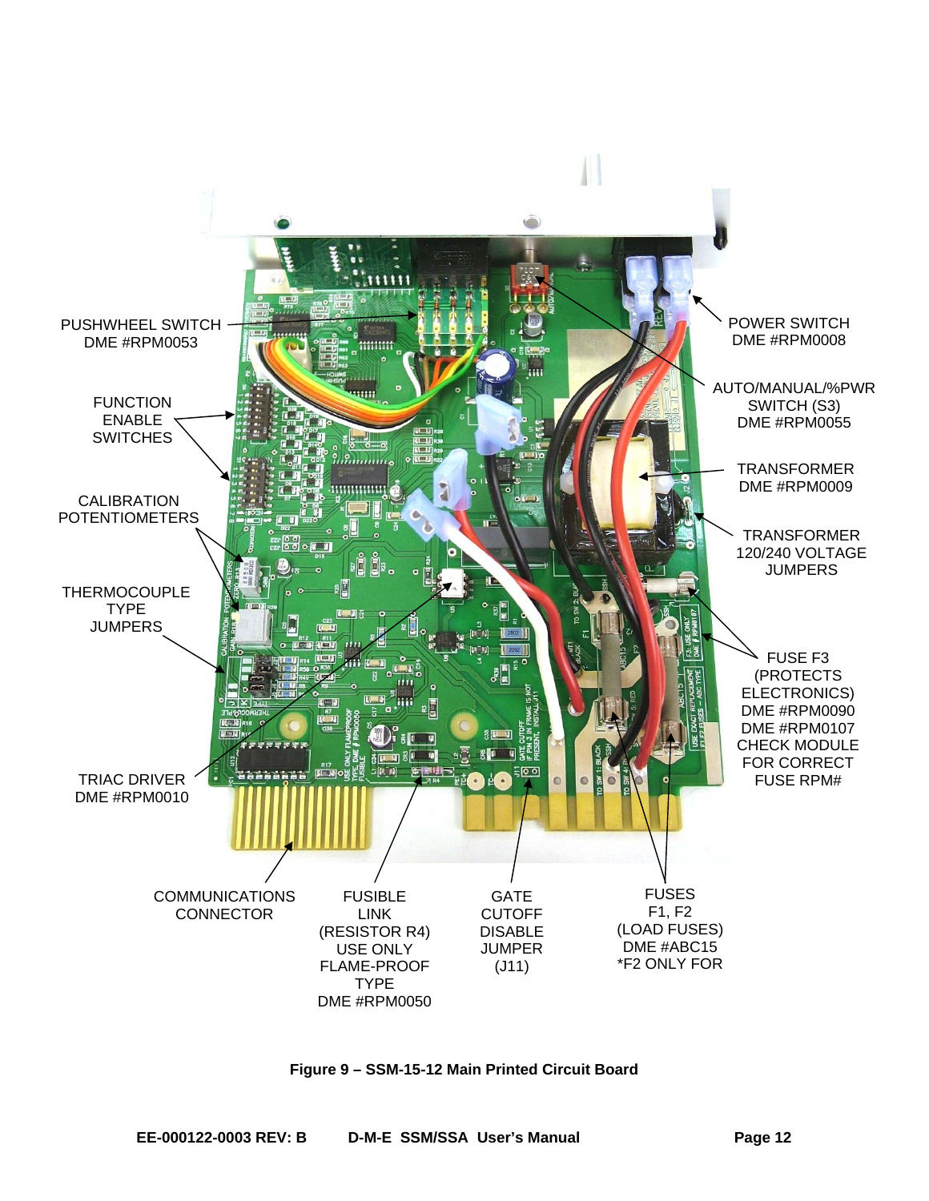PUSHWHEEL SWITCH DME #RPM0053

FUNCTION ENABLE SWITCHES

CALIBRATION POTENTIOMETERS

THERMOCOUPLE TYPE JUMPERS

TRIAC DRIVER DME #RPM0010

COMMUNICATIONS CONNECTOR

FUSIBLE LINK (RESISTOR R4) USE ONLY FLAME-PROOF TYPE DME #RPM0050

GATE CUTOFF DISABLE JUMPER (J11)

FUSES F1, F2 (LOAD FUSES) DME #ABC15 *F2 ONLY FOR

POWER SWITCH DME #RPM0008

AUTO/MANUAL/%PWR SWITCH (S3) DME #RPM0055

TRANSFORMER DME #RPM0009

TRANSFORMER 120/240 VOLTAGE JUMPERS

FUSE F3 (PROTECTS ELECTRONICS) DME #RPM0090 DME #RPM0107 CHECK MODULE FOR CORRECT FUSE RPM#

**Figure 9 – SSM-15-12 Main Printed Circuit Board**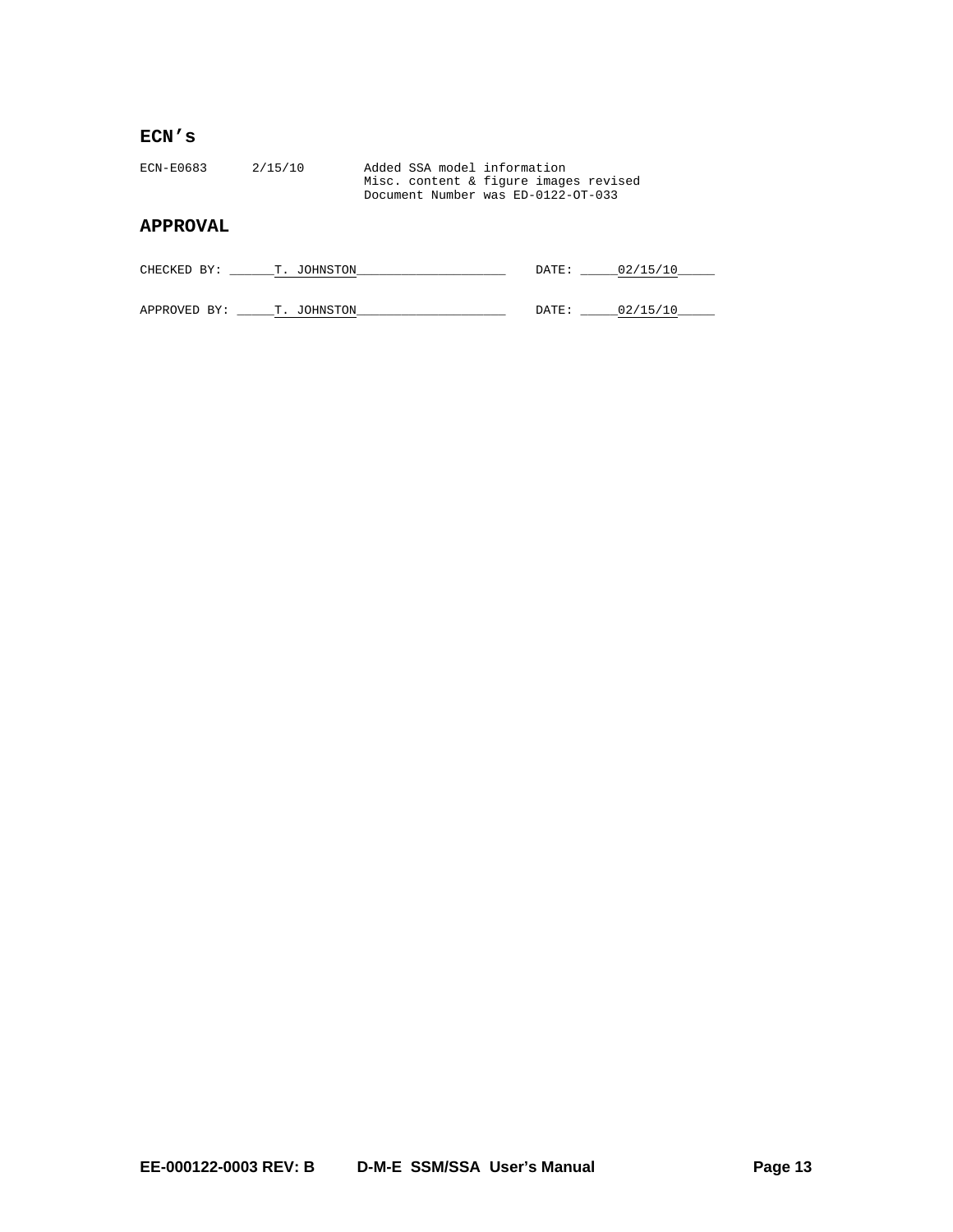## ECN's

| | | |
|---|---|---|
| ECN-E0683 | 2/15/10 | Added SSA model information<br>Misc. content & figure images revised<br>Document Number was ED-0122-OT-033 |

## APPROVAL

CHECKED BY: ______T. JOHNSTON____________________ DATE: _____02/15/10_____

APPROVED BY: _____T. JOHNSTON____________________ DATE: _____02/15/10_____